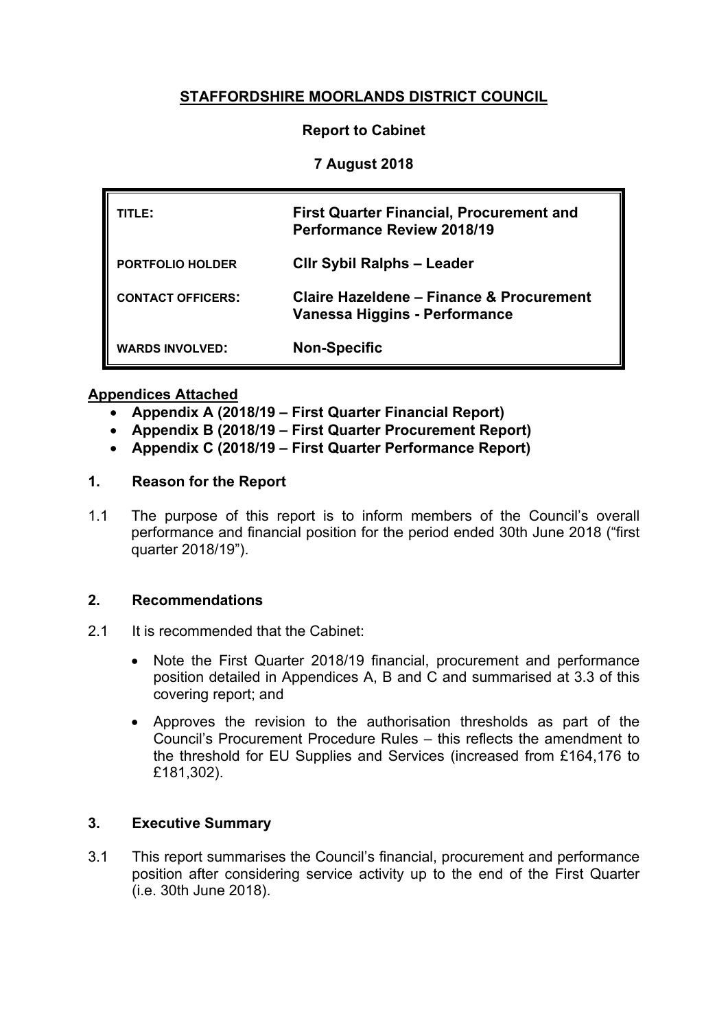**STAFFORDSHIRE MOORLANDS DISTRICT COUNCIL**

**Report to Cabinet**

**7 August 2018**

| | |
|---|---|
| **TITLE:** | **First Quarter Financial, Procurement and Performance Review 2018/19** |
| **PORTFOLIO HOLDER** | **Cllr Sybil Ralphs – Leader** |
| **CONTACT OFFICERS:** | **Claire Hazeldene – Finance & Procurement**<br>**Vanessa Higgins - Performance** |
| **WARDS INVOLVED:** | **Non-Specific** |

**Appendices Attached**

- **Appendix A (2018/19 – First Quarter Financial Report)**
- **Appendix B (2018/19 – First Quarter Procurement Report)**
- **Appendix C (2018/19 – First Quarter Performance Report)**

## 1. Reason for the Report

1.1 The purpose of this report is to inform members of the Council's overall performance and financial position for the period ended 30th June 2018 ("first quarter 2018/19").

## 2. Recommendations

2.1 It is recommended that the Cabinet:

- Note the First Quarter 2018/19 financial, procurement and performance position detailed in Appendices A, B and C and summarised at 3.3 of this covering report; and
- Approves the revision to the authorisation thresholds as part of the Council's Procurement Procedure Rules – this reflects the amendment to the threshold for EU Supplies and Services (increased from £164,176 to £181,302).

## 3. Executive Summary

3.1 This report summarises the Council's financial, procurement and performance position after considering service activity up to the end of the First Quarter (i.e. 30th June 2018).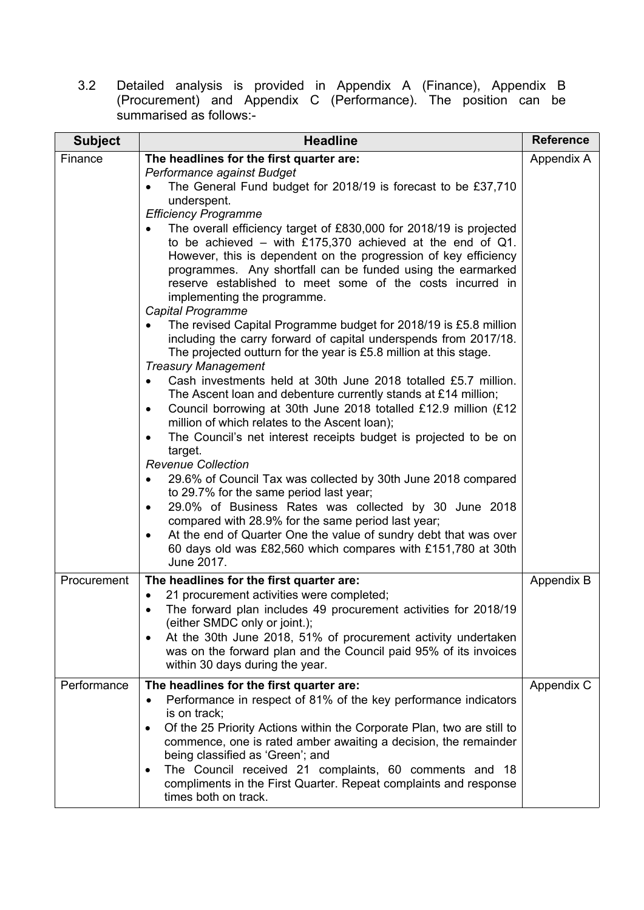3.2 Detailed analysis is provided in Appendix A (Finance), Appendix B (Procurement) and Appendix C (Performance). The position can be summarised as follows:-

| Subject | Headline | Reference |
|---|---|---|
| Finance | **The headlines for the first quarter are:**<br>*Performance against Budget*<br>• The General Fund budget for 2018/19 is forecast to be £37,710 underspent.<br>*Efficiency Programme*<br>• The overall efficiency target of £830,000 for 2018/19 is projected to be achieved – with £175,370 achieved at the end of Q1. However, this is dependent on the progression of key efficiency programmes. Any shortfall can be funded using the earmarked reserve established to meet some of the costs incurred in implementing the programme.<br>*Capital Programme*<br>• The revised Capital Programme budget for 2018/19 is £5.8 million including the carry forward of capital underspends from 2017/18. The projected outturn for the year is £5.8 million at this stage.<br>*Treasury Management*<br>• Cash investments held at 30th June 2018 totalled £5.7 million. The Ascent loan and debenture currently stands at £14 million;<br>• Council borrowing at 30th June 2018 totalled £12.9 million (£12 million of which relates to the Ascent loan);<br>• The Council's net interest receipts budget is projected to be on target.<br>*Revenue Collection*<br>• 29.6% of Council Tax was collected by 30th June 2018 compared to 29.7% for the same period last year;<br>• 29.0% of Business Rates was collected by 30 June 2018 compared with 28.9% for the same period last year;<br>• At the end of Quarter One the value of sundry debt that was over 60 days old was £82,560 which compares with £151,780 at 30th June 2017. | Appendix A |
| Procurement | **The headlines for the first quarter are:**<br>• 21 procurement activities were completed;<br>• The forward plan includes 49 procurement activities for 2018/19 (either SMDC only or joint.);<br>• At the 30th June 2018, 51% of procurement activity undertaken was on the forward plan and the Council paid 95% of its invoices within 30 days during the year. | Appendix B |
| Performance | **The headlines for the first quarter are:**<br>• Performance in respect of 81% of the key performance indicators is on track;<br>• Of the 25 Priority Actions within the Corporate Plan, two are still to commence, one is rated amber awaiting a decision, the remainder being classified as 'Green'; and<br>• The Council received 21 complaints, 60 comments and 18 compliments in the First Quarter. Repeat complaints and response times both on track. | Appendix C |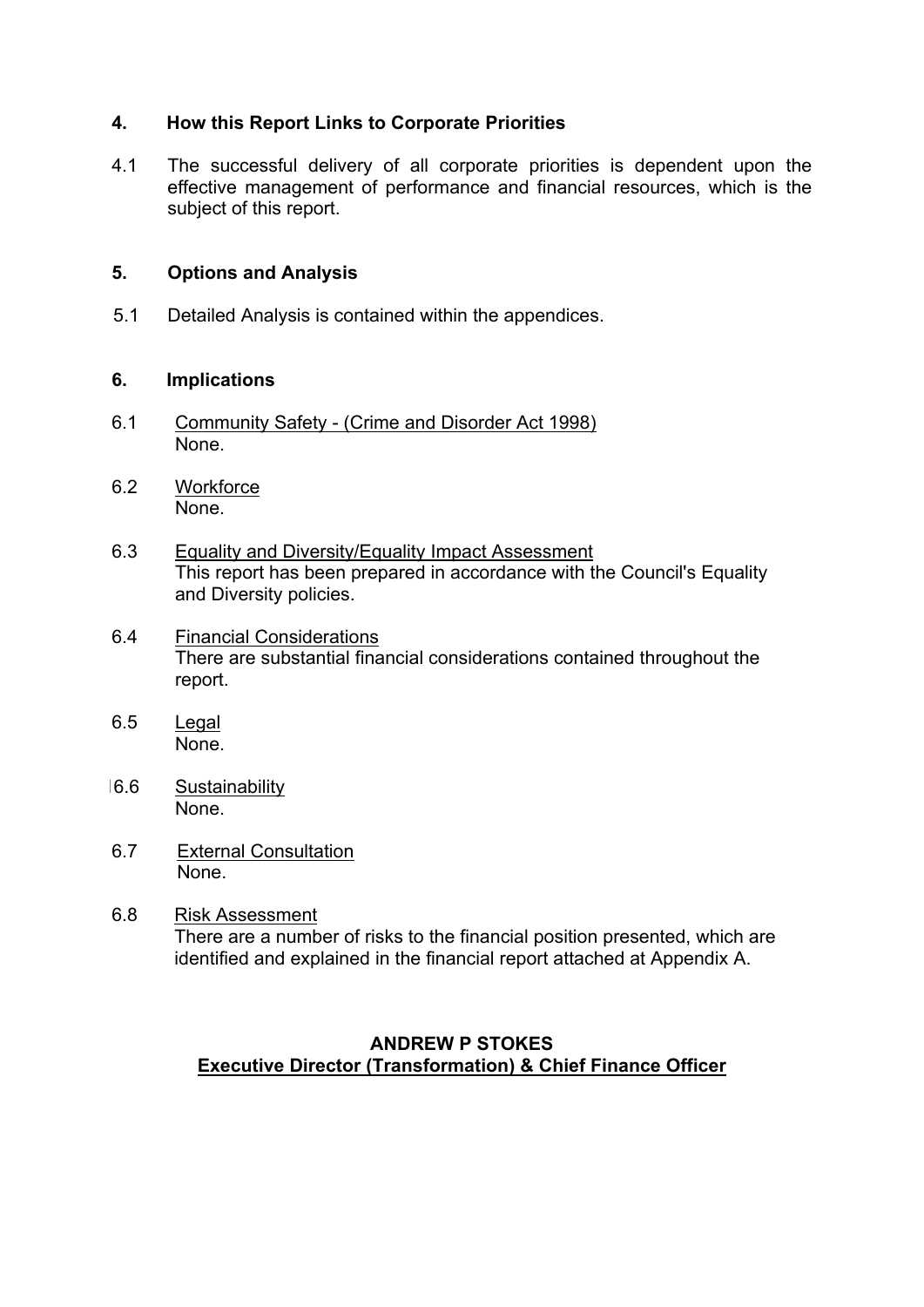## 4. How this Report Links to Corporate Priorities

4.1 The successful delivery of all corporate priorities is dependent upon the effective management of performance and financial resources, which is the subject of this report.

## 5. Options and Analysis

5.1 Detailed Analysis is contained within the appendices.

## 6. Implications

6.1 Community Safety - (Crime and Disorder Act 1998)
None.

6.2 Workforce
None.

6.3 Equality and Diversity/Equality Impact Assessment
This report has been prepared in accordance with the Council's Equality and Diversity policies.

6.4 Financial Considerations
There are substantial financial considerations contained throughout the report.

6.5 Legal
None.

6.6 Sustainability
None.

6.7 External Consultation
None.

6.8 Risk Assessment
There are a number of risks to the financial position presented, which are identified and explained in the financial report attached at Appendix A.

**ANDREW P STOKES**
**Executive Director (Transformation) & Chief Finance Officer**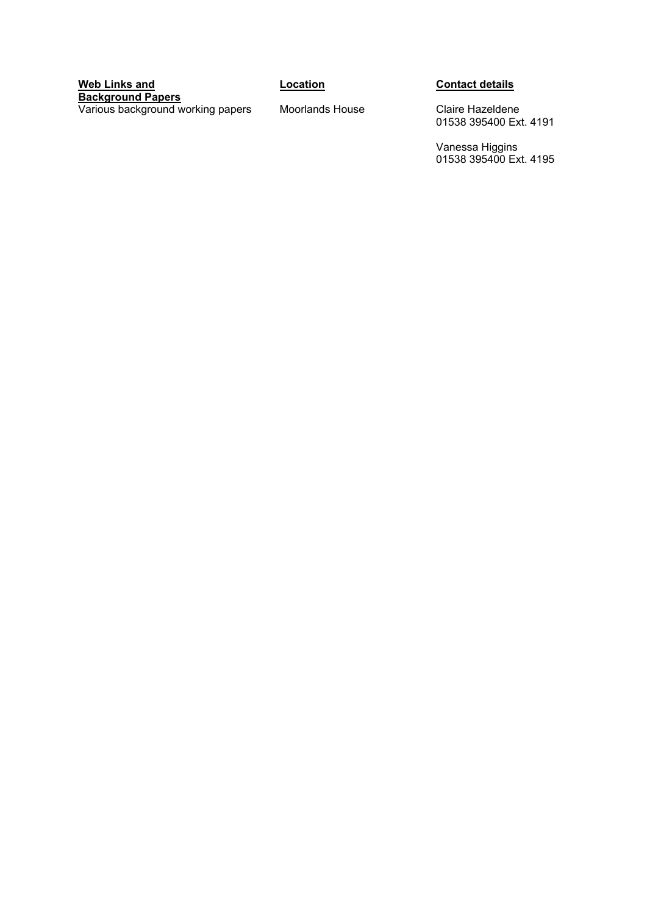| **Web Links and Background Papers** | **Location** | **Contact details** |
|---|---|---|
| Various background working papers | Moorlands House | Claire Hazeldene<br>01538 395400 Ext. 4191<br><br>Vanessa Higgins<br>01538 395400 Ext. 4195 |